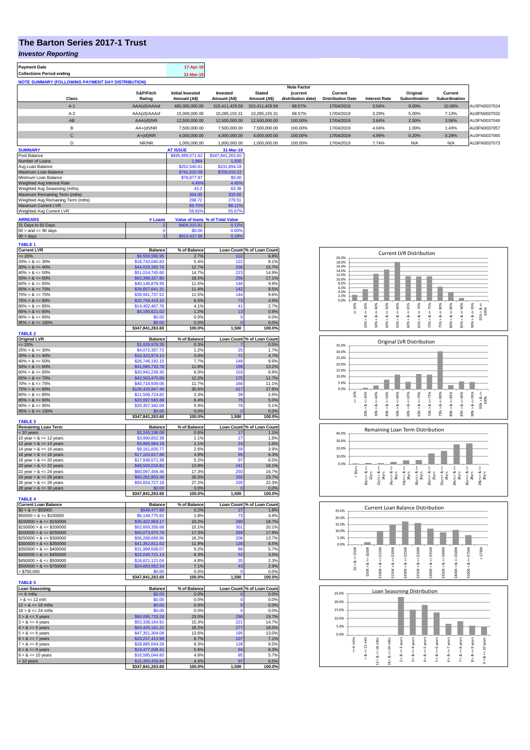# The Barton Series 2017-1 Trust

## *Investor Reporting*

| | |
|---|---|
| **Payment Date** | 17-Apr-19 |
| **Collections Period ending** | 31-Mar-19 |

**NOTE SUMMARY (FOLLOWING PAYMENT DAY DISTRIBUTION)**

| Class | S&P/Fitch Rating | Initial Invested Amount (A$) | Invested Amount (A$) | Stated Amount (A$) | Note Factor (current distribution date) | Current Distribution Date | Interest Rate | Original Subordination | Current Subordination | |
|---|---|---|---|---|---|---|---|---|---|---|
| A-1 | AAA(sf)/AAAsf | 460,000,000.00 | 315,411,429.59 | 315,411,429.59 | 68.57% | 17/04/2019 | 3.04% | 8.00% | 10.06% | AU3FN0037024 |
| A-2 | AAA(sf)/AAAsf | 15,000,000.00 | 10,285,155.31 | 10,285,155.31 | 68.57% | 17/04/2019 | 3.29% | 5.00% | 7.13% | AU3FN0037032 |
| AB | AAA(sf)/NR | 12,500,000.00 | 12,500,000.00 | 12,500,000.00 | 100.00% | 17/04/2019 | 3.64% | 2.50% | 3.56% | AU3FN0037040 |
| B | AA+(sf)/NR | 7,500,000.00 | 7,500,000.00 | 7,500,000.00 | 100.00% | 17/04/2019 | 4.04% | 1.00% | 1.43% | AU3FN0037057 |
| C | A+(sf)/NR | 4,000,000.00 | 4,000,000.00 | 4,000,000.00 | 100.00% | 17/04/2019 | 4.99% | 0.20% | 0.29% | AU3FN0037065 |
| D | NR/NR | 1,000,000.00 | 1,000,000.00 | 1,000,000.00 | 100.00% | 17/04/2019 | 7.74% | N/A | N/A | AU3FN0037073 |

| SUMMARY | AT ISSUE | 31-Mar-19 |
|---|---|---|
| Pool Balance | $495,999,571.62 | $347,841,263.60 |
| Number of Loans | 1,964 | 1,500 |
| Avg Loan Balance | $252,545.61 | $231,894.18 |
| Maximum Loan Balance | $741,620.09 | $709,010.22 |
| Minimum Loan Balance | $78,877.97 | $0.00 |
| Weighted Avg Interest Rate | 4.46% | 4.45% |
| Weighted Avg Seasoning (mths) | 43.2 | 63.38 |
| Maximum Remaining Term (mths) | 354.00 | 333.00 |
| Weighted Avg Remaining Term (mths) | 298.72 | 279.51 |
| Maximum Current LVR | 89.70% | 88.11% |
| Weighted Avg Current LVR | 58.82% | 55.67% |

| ARREARS | # Loans | Value of loans | % of Total Value |
|---|---|---|---|
| 31 Days to 60 Days | 2 | $404,315.91 | 0.12% |
| 60 > and <= 90 days | 0 | $0.00 | 0.00% |
| 90 > days | 3 | $613,437.98 | 0.18% |

**TABLE 1**

| Current LVR | Balance | % of Balance | Loan Count | % of Loan Count |
|---|---|---|---|---|
| <= 20% | $9,559,990.95 | 2.7% | 102 | 6.8% |
| 20% > & <= 30% | $18,743,040.83 | 5.4% | 122 | 8.1% |
| 30% > & <= 40% | $44,026,392.76 | 12.7% | 236 | 15.7% |
| 40% > & <= 50% | $51,014,745.60 | 14.7% | 223 | 14.9% |
| 50% > & <= 60% | $63,398,327.80 | 18.2% | 256 | 17.1% |
| 60% > & <= 65% | $40,146,878.95 | 11.5% | 148 | 9.9% |
| 65% > & <= 70% | $39,657,641.31 | 11.4% | 142 | 9.5% |
| 70% > & <= 75% | $39,941,737.52 | 11.5% | 144 | 9.6% |
| 75% > & <= 80% | $22,759,419.10 | 6.5% | 73 | 4.9% |
| 80% > & <= 85% | $14,402,467.76 | 4.1% | 41 | 2.7% |
| 85% > & <= 90% | $4,190,621.02 | 1.2% | 13 | 0.9% |
| 90% > & <= 95% | $0.00 | 0.0% | 0 | 0.0% |
| 95% > & <= 100% | $0.00 | 0.0% | 0 | 0.0% |
| | $347,841,263.60 | 100.0% | 1,500 | 100.0% |

**TABLE 2**

| Original LVR | Balance | % of Balance | Loan Count | % of Loan Count |
|---|---|---|---|---|
| <= 20% | $1,026,976.35 | 0.3% | 7 | 0.5% |
| 25% > & <= 30% | $4,072,357.72 | 1.2% | 25 | 1.7% |
| 30% > & <= 40% | $10,322,874.10 | 3.0% | 71 | 4.7% |
| 40% > & <= 50% | $26,746,192.15 | 7.7% | 148 | 9.9% |
| 50% > & <= 60% | $41,065,733.78 | 11.8% | 198 | 13.2% |
| 60% > & <= 65% | $20,942,239.30 | 6.0% | 103 | 6.9% |
| 65% > & <= 70% | $42,563,470.89 | 12.2% | 175 | 11.7% |
| 70% > & <= 75% | $40,718,939.06 | 11.7% | 166 | 11.1% |
| 75% > & <= 80% | $106,420,847.46 | 30.6% | 417 | 27.8% |
| 80% > & <= 85% | $11,506,724.82 | 3.3% | 39 | 2.6% |
| 85% > & <= 90% | $22,097,565.88 | 6.4% | 75 | 5.0% |
| 90% > & <= 95% | $20,357,342.09 | 5.9% | 76 | 5.1% |
| 95% > & <= 100% | $0.00 | 0.0% | 0 | 0.0% |
| | $347,841,263.60 | 100.0% | 1,500 | 100.0% |

**TABLE 3**

| Remaining Loan Term | Balance | % of Balance | Loan Count | % of Loan Count |
|---|---|---|---|---|
| < 10 years | $2,245,198.09 | 0.6% | 17 | 1.1% |
| 10 year > & <= 12 years | $3,990,852.38 | 1.1% | 27 | 1.8% |
| 12 year > & <= 14 years | $3,866,984.18 | 1.1% | 24 | 1.6% |
| 14 year > & <= 16 years | $9,161,835.77 | 2.6% | 59 | 3.9% |
| 16 year > & <= 18 years | $17,103,817.88 | 4.9% | 95 | 6.3% |
| 18 year > & <= 20 years | $17,938,571.38 | 5.2% | 97 | 6.5% |
| 20 year > & <= 22 years | $48,500,016.82 | 13.9% | 241 | 16.1% |
| 22 year > & <= 24 years | $60,097,456.46 | 17.3% | 250 | 16.7% |
| 24 year > & <= 26 years | $90,281,803.46 | 26.0% | 355 | 23.7% |
| 26 year > & <= 28 years | $94,654,727.18 | 27.2% | 335 | 22.3% |
| 28 year > & <= 30 years | $0.00 | 0.0% | 0 | 0.0% |
| | $347,841,263.60 | 100.0% | 1,500 | 100.0% |

**TABLE 4**

| Current Loan Balance | Balance | % of Balance | Loan Count | % of Loan Count |
|---|---|---|---|---|
| $0 > & <= $50000 | $549,477.99 | 0.2% | 27 | 1.8% |
| $50000 > & <= $100000 | $6,148,775.82 | 1.8% | 73 | 4.9% |
| $100000 > & <= $150000 | $35,422,863.17 | 10.2% | 280 | 18.7% |
| $150000 > & <= $200000 | $52,669,356.68 | 15.1% | 301 | 20.1% |
| $200000 > & <= $250000 | $60,073,975.78 | 17.3% | 269 | 17.9% |
| $250000 > & <= $300000 | $56,288,699.96 | 16.2% | 206 | 13.7% |
| $300000 > & <= $350000 | $41,352,811.62 | 11.9% | 128 | 8.5% |
| $350000 > & <= $400000 | $31,999,508.07 | 9.2% | 86 | 5.7% |
| $400000 > & <= $450000 | $22,030,721.13 | 6.3% | 52 | 3.5% |
| $450000 > & <= $500000 | $16,621,121.04 | 4.8% | 35 | 2.3% |
| $500000 > & <= $750000 | $24,683,952.34 | 7.1% | 43 | 2.9% |
| > $750,000 | $0.00 | 0.0% | 0 | 0.0% |
| | $347,841,263.60 | 100.0% | 1,500 | 100.0% |

**TABLE 5**

| Loan Seasoning | Balance | % of Balance | Loan Count | % of Loan Count |
|---|---|---|---|---|
| <= 6 mths | $0.00 | 0.0% | 0 | 0.0% |
| > & <= 12 mth | $0.00 | 0.0% | 0 | 0.0% |
| 12 > & <= 18 mths | $0.00 | 0.0% | 0 | 0.0% |
| 18 > & <= 24 mths | $0.00 | 0.0% | 0 | 0.0% |
| 2 > & <= 3 years | $80,095,733.28 | 23.0% | 296 | 19.7% |
| 3 > & <= 4 years | $53,338,164.91 | 15.3% | 221 | 14.7% |
| 4 > & <= 5 years | $63,420,161.22 | 18.2% | 277 | 18.5% |
| 5 > & <= 6 years | $47,351,304.08 | 13.6% | 195 | 13.0% |
| 6 > & <= 7 years | $23,237,413.98 | 6.7% | 107 | 7.1% |
| 7 > & <= 8 years | $28,885,044.28 | 8.3% | 128 | 8.5% |
| 8 > & <= 9 years | $19,477,938.41 | 5.6% | 94 | 6.3% |
| 9 > & <= 10 years | $16,585,044.60 | 4.8% | 85 | 5.7% |
| > 10 years | $15,450,458.84 | 4.4% | 97 | 6.5% |
| | $347,841,263.60 | 100.0% | 1,500 | 100.0% |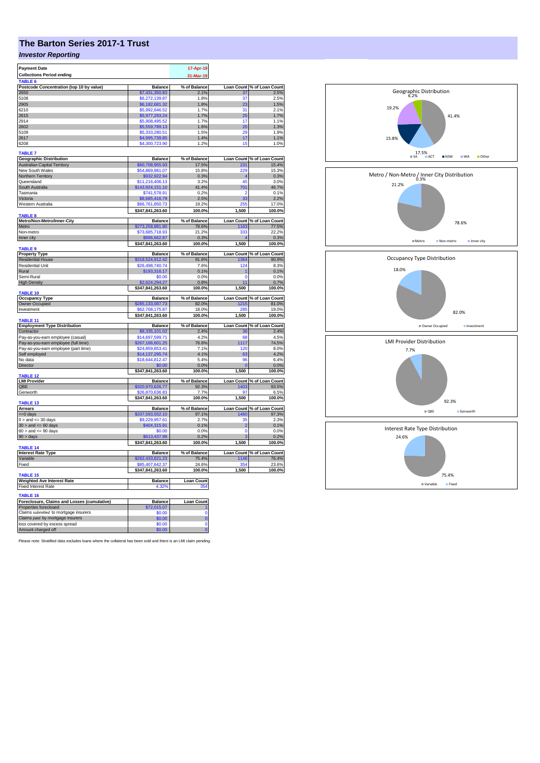# The Barton Series 2017-1 Trust

***Investor Reporting***

| Payment Date | 17-Apr-19 |
|---|---|
| Collections Period ending | 31-Mar-19 |

**TABLE 6**

| Postcode Concentration (top 10 by value) | Balance | % of Balance | Loan Count | % of Loan Count |
|---|---|---|---|---|
| 2650 | $7,431,350.83 | 2.1% | 37 | 2.5% |
| 5108 | $6,272,139.87 | 1.8% | 37 | 2.5% |
| 2905 | $6,182,681.32 | 1.8% | 23 | 1.5% |
| 6210 | $5,992,646.52 | 1.7% | 31 | 2.1% |
| 2615 | $5,977,293.24 | 1.7% | 25 | 1.7% |
| 2914 | $5,908,495.52 | 1.7% | 17 | 1.1% |
| 2602 | $5,559,789.13 | 1.6% | 20 | 1.3% |
| 5109 | $5,333,280.51 | 1.5% | 29 | 1.9% |
| 2617 | $4,995,739.85 | 1.4% | 17 | 1.1% |
| 6208 | $4,300,723.90 | 1.2% | 15 | 1.0% |

**TABLE 7**

| Geographic Distribution | Balance | % of Balance | Loan Count | % of Loan Count |
|---|---|---|---|---|
| Australian Capital Territory | $60,708,955.93 | 17.5% | 231 | 15.4% |
| New South Wales | $54,869,981.07 | 15.8% | 229 | 15.3% |
| Northern Territory | $932,922.94 | 0.3% | 4 | 0.3% |
| Queensland | $11,216,406.13 | 3.2% | 45 | 3.0% |
| South Australia | $143,924,151.10 | 41.4% | 701 | 46.7% |
| Tasmania | $741,578.91 | 0.2% | 2 | 0.1% |
| Victoria | $8,685,416.79 | 2.5% | 33 | 2.2% |
| Western Australia | $66,761,850.73 | 19.2% | 255 | 17.0% |
| | $347,841,263.60 | 100.0% | 1,500 | 100.0% |

**TABLE 8**

| Metro/Non-Metro/Inner-City | Balance | % of Balance | Loan Count | % of Loan Count |
|---|---|---|---|---|
| Metro | $273,258,881.80 | 78.6% | 1163 | 77.5% |
| Non-metro | $73,685,718.93 | 21.2% | 333 | 22.2% |
| Inner city | $896,662.87 | 0.3% | 4 | 0.3% |
| | $347,841,263.60 | 100.0% | 1,500 | 100.0% |

**TABLE 9**

| Property Type | Balance | % of Balance | Loan Count | % of Loan Count |
|---|---|---|---|---|
| Residential House | $318,524,912.42 | 91.6% | 1364 | 90.9% |
| Residential Unit | $26,498,740.74 | 7.6% | 124 | 8.3% |
| Rural | $193,316.17 | 0.1% | 1 | 0.1% |
| Semi-Rural | $0.00 | 0.0% | 0 | 0.0% |
| High Density | $2,624,294.27 | 0.8% | 11 | 0.7% |
| | $347,841,263.60 | 100.0% | 1,500 | 100.0% |

**TABLE 10**

| Occupancy Type | Balance | % of Balance | Loan Count | % of Loan Count |
|---|---|---|---|---|
| Owner Occupied | $285,133,087.73 | 82.0% | 1215 | 81.0% |
| Investment | $62,708,175.87 | 18.0% | 285 | 19.0% |
| | $347,841,263.60 | 100.0% | 1,500 | 100.0% |

**TABLE 11**

| Employment Type Distribution | Balance | % of Balance | Loan Count | % of Loan Count |
|---|---|---|---|---|
| Contractor | $8,335,101.02 | 2.4% | 36 | 2.4% |
| Pay-as-you-earn employee (casual) | $14,697,599.71 | 4.2% | 68 | 4.5% |
| Pay-as-you-earn employee (full time) | $267,166,601.25 | 76.8% | 1117 | 74.5% |
| Pay-as-you-earn employee (part time) | $24,859,853.41 | 7.1% | 120 | 8.0% |
| Self employed | $14,137,295.74 | 4.1% | 63 | 4.2% |
| No data | $18,644,812.47 | 5.4% | 96 | 6.4% |
| Director | $0.00 | 0.0% | 0 | 0.0% |
| | $347,841,263.60 | 100.0% | 1,500 | 100.0% |

**TABLE 12**

| LMI Provider | Balance | % of Balance | Loan Count | % of Loan Count |
|---|---|---|---|---|
| QBE | $320,970,626.77 | 92.3% | 1403 | 93.5% |
| Genworth | $26,870,636.83 | 7.7% | 97 | 6.5% |
| | $347,841,263.60 | 100.0% | 1,500 | 100.0% |

**TABLE 13**

| Arrears | Balance | % of Balance | Loan Count | % of Loan Count |
|---|---|---|---|---|
| <=0 days | $337,593,552.10 | 97.1% | 1460 | 97.3% |
| 0 > and <= 30 days | $9,229,957.61 | 2.7% | 35 | 2.3% |
| 30 > and <= 60 days | $404,315.91 | 0.1% | 2 | 0.1% |
| 60 > and <= 90 days | $0.00 | 0.0% | 0 | 0.0% |
| 90 > days | $613,437.98 | 0.2% | 3 | 0.2% |
| | $347,841,263.60 | 100.0% | | 100.0% |

**TABLE 14**

| Interest Rate Type | Balance | % of Balance | Loan Count | % of Loan Count |
|---|---|---|---|---|
| Variable | $262,433,621.23 | 75.4% | 1146 | 76.4% |
| Fixed | $85,407,642.37 | 24.6% | 354 | 23.6% |
| | $347,841,263.60 | 100.0% | 1,500 | 100.0% |

**TABLE 15**

| Weighted Ave Interest Rate | Balance | Loan Count |
|---|---|---|
| Fixed Interest Rate | 4.32% | 354 |

**TABLE 16**

| Foreclosure, Claims and Losses (cumulative) | Balance | Loan Count |
|---|---|---|
| Properties foreclosed | $72,015.07 | 1 |
| Claims submitted to mortgage insurers | $0.00 | 0 |
| Claims paid by mortgage insurers | $0.00 | 0 |
| loss covered by excess spread | $0.00 | 0 |
| Amount charged off | $0.00 | 0 |

Please note: Stratified data excludes loans where the collateral has been sold and there is an LMI claim pending.

**Geographic Distribution**

SA 41.4%, ACT 17.5%, NSW 15.8%, WA 19.2%, Other 6.2%

**Metro / Non-Metro / Inner City Distribution**

Metro 78.6%, Non-metro 21.2%, Inner city 0.3%

**Occupancy Type Distribution**

Owner Occupied 82.0%, Investment 18.0%

**LMI Provider Distribution**

QBE 92.3%, Genworth 7.7%

**Interest Rate Type Distribution**

Variable 75.4%, Fixed 24.6%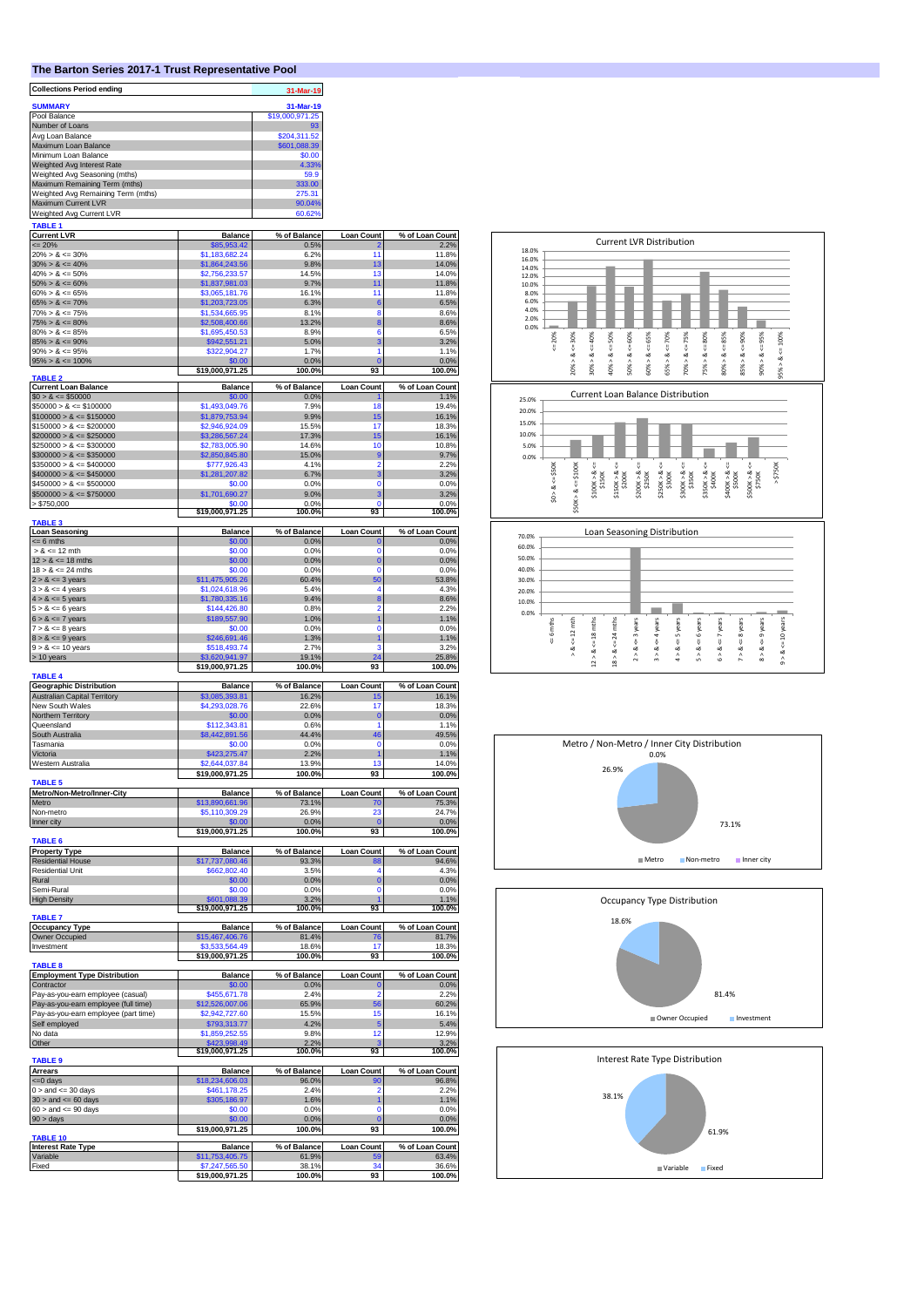# The Barton Series 2017-1 Trust Representative Pool

| Collections Period ending | 31-Mar-19 |
|---|---|

| SUMMARY | 31-Mar-19 |
|---|---|
| Pool Balance | $19,000,971.25 |
| Number of Loans | 93 |
| Avg Loan Balance | $204,311.52 |
| Maximum Loan Balance | $601,088.39 |
| Minimum Loan Balance | $0.00 |
| Weighted Avg Interest Rate | 4.33% |
| Weighted Avg Seasoning (mths) | 59.9 |
| Maximum Remaining Term (mths) | 333.00 |
| Weighted Avg Remaining Term (mths) | 275.31 |
| Maximum Current LVR | 90.04% |
| Weighted Avg Current LVR | 60.62% |

**TABLE 1**

| Current LVR | Balance | % of Balance | Loan Count | % of Loan Count |
|---|---|---|---|---|
| <= 20% | $85,953.42 | 0.5% | 2 | 2.2% |
| 20% > & <= 30% | $1,183,682.24 | 6.2% | 11 | 11.8% |
| 30% > & <= 40% | $1,864,243.56 | 9.8% | 13 | 14.0% |
| 40% > & <= 50% | $2,756,233.57 | 14.5% | 13 | 14.0% |
| 50% > & <= 60% | $1,837,981.03 | 9.7% | 11 | 11.8% |
| 60% > & <= 65% | $3,065,181.76 | 16.1% | 11 | 11.8% |
| 65% > & <= 70% | $1,203,723.05 | 6.3% | 6 | 6.5% |
| 70% > & <= 75% | $1,534,665.95 | 8.1% | 8 | 8.6% |
| 75% > & <= 80% | $2,508,400.66 | 13.2% | 8 | 8.6% |
| 80% > & <= 85% | $1,695,450.53 | 8.9% | 6 | 6.5% |
| 85% > & <= 90% | $942,551.21 | 5.0% | 3 | 3.2% |
| 90% > & <= 95% | $322,904.27 | 1.7% | 1 | 1.1% |
| 95% > & <= 100% | $0.00 | 0.0% | 0 | 0.0% |
| | $19,000,971.25 | 100.0% | 93 | 100.0% |

**TABLE 2**

| Current Loan Balance | Balance | % of Balance | Loan Count | % of Loan Count |
|---|---|---|---|---|
| $0 > & <= $50000 | $0.00 | 0.0% | 1 | 1.1% |
| $50000 > & <= $100000 | $1,493,049.76 | 7.9% | 18 | 19.4% |
| $100000 > & <= $150000 | $1,879,753.94 | 9.9% | 15 | 16.1% |
| $150000 > & <= $200000 | $2,946,924.09 | 15.5% | 17 | 18.3% |
| $200000 > & <= $250000 | $3,286,567.24 | 17.3% | 15 | 16.1% |
| $250000 > & <= $300000 | $2,783,005.90 | 14.6% | 10 | 10.8% |
| $300000 > & <= $350000 | $2,850,845.80 | 15.0% | 9 | 9.7% |
| $350000 > & <= $400000 | $777,926.43 | 4.1% | 2 | 2.2% |
| $400000 > & <= $450000 | $1,281,207.82 | 6.7% | 3 | 3.2% |
| $450000 > & <= $500000 | $0.00 | 0.0% | 0 | 0.0% |
| $500000 > & <= $750000 | $1,701,690.27 | 9.0% | 3 | 3.2% |
| > $750,000 | $0.00 | 0.0% | 0 | 0.0% |
| | $19,000,971.25 | 100.0% | 93 | 100.0% |

**TABLE 3**

| Loan Seasoning | Balance | % of Balance | Loan Count | % of Loan Count |
|---|---|---|---|---|
| <= 6 mths | $0.00 | 0.0% | 0 | 0.0% |
| > & <= 12 mth | $0.00 | 0.0% | 0 | 0.0% |
| 12 > & <= 18 mths | $0.00 | 0.0% | 0 | 0.0% |
| 18 > & <= 24 mths | $0.00 | 0.0% | 0 | 0.0% |
| 2 > & <= 3 years | $11,475,905.26 | 60.4% | 50 | 53.8% |
| 3 > & <= 4 years | $1,024,618.96 | 5.4% | 4 | 4.3% |
| 4 > & <= 5 years | $1,780,335.16 | 9.4% | 8 | 8.6% |
| 5 > & <= 6 years | $144,426.80 | 0.8% | 2 | 2.2% |
| 6 > & <= 7 years | $189,557.90 | 1.0% | 1 | 1.1% |
| 7 > & <= 8 years | $0.00 | 0.0% | 0 | 0.0% |
| 8 > & <= 9 years | $246,691.46 | 1.3% | 1 | 1.1% |
| 9 > & <= 10 years | $518,493.74 | 2.7% | 3 | 3.2% |
| > 10 years | $3,620,941.97 | 19.1% | 24 | 25.8% |
| | $19,000,971.25 | 100.0% | 93 | 100.0% |

**TABLE 4**

| Geographic Distribution | Balance | % of Balance | Loan Count | % of Loan Count |
|---|---|---|---|---|
| Australian Capital Territory | $3,085,393.81 | 16.2% | 15 | 16.1% |
| New South Wales | $4,293,028.76 | 22.6% | 17 | 18.3% |
| Northern Territory | $0.00 | 0.0% | 0 | 0.0% |
| Queensland | $112,343.81 | 0.6% | 1 | 1.1% |
| South Australia | $8,442,891.56 | 44.4% | 46 | 49.5% |
| Tasmania | $0.00 | 0.0% | 0 | 0.0% |
| Victoria | $423,275.47 | 2.2% | 1 | 1.1% |
| Western Australia | $2,644,037.84 | 13.9% | 13 | 14.0% |
| | $19,000,971.25 | 100.0% | 93 | 100.0% |

**TABLE 5**

| Metro/Non-Metro/Inner-City | Balance | % of Balance | Loan Count | % of Loan Count |
|---|---|---|---|---|
| Metro | $13,890,661.96 | 73.1% | 70 | 75.3% |
| Non-metro | $5,110,309.29 | 26.9% | 23 | 24.7% |
| Inner city | $0.00 | 0.0% | 0 | 0.0% |
| | $19,000,971.25 | 100.0% | 93 | 100.0% |

**TABLE 6**

| Property Type | Balance | % of Balance | Loan Count | % of Loan Count |
|---|---|---|---|---|
| Residential House | $17,737,080.46 | 93.3% | 88 | 94.6% |
| Residential Unit | $662,802.40 | 3.5% | 4 | 4.3% |
| Rural | $0.00 | 0.0% | 0 | 0.0% |
| Semi-Rural | $0.00 | 0.0% | 0 | 0.0% |
| High Density | $601,088.39 | 3.2% | 1 | 1.1% |
| | $19,000,971.25 | 100.0% | 93 | 100.0% |

**TABLE 7**

| Occupancy Type | Balance | % of Balance | Loan Count | % of Loan Count |
|---|---|---|---|---|
| Owner Occupied | $15,467,406.76 | 81.4% | 76 | 81.7% |
| Investment | $3,533,564.49 | 18.6% | 17 | 18.3% |
| | $19,000,971.25 | 100.0% | 93 | 100.0% |

**TABLE 8**

| Employment Type Distribution | Balance | % of Balance | Loan Count | % of Loan Count |
|---|---|---|---|---|
| Contractor | $0.00 | 0.0% | 0 | 0.0% |
| Pay-as-you-earn employee (casual) | $455,671.78 | 2.4% | 2 | 2.2% |
| Pay-as-you-earn employee (full time) | $12,526,007.06 | 65.9% | 56 | 60.2% |
| Pay-as-you-earn employee (part time) | $2,942,727.60 | 15.5% | 15 | 16.1% |
| Self employed | $793,313.77 | 4.2% | 5 | 5.4% |
| No data | $1,859,252.55 | 9.8% | 12 | 12.9% |
| Other | $423,998.49 | 2.2% | 3 | 3.2% |
| | $19,000,971.25 | 100.0% | 93 | 100.0% |

**TABLE 9**

| Arrears | Balance | % of Balance | Loan Count | % of Loan Count |
|---|---|---|---|---|
| <=0 days | $18,234,606.03 | 96.0% | 90 | 96.8% |
| 0 > and <= 30 days | $461,178.25 | 2.4% | 2 | 2.2% |
| 30 > and <= 60 days | $305,186.97 | 1.6% | 1 | 1.1% |
| 60 > and <= 90 days | $0.00 | 0.0% | 0 | 0.0% |
| 90 > days | $0.00 | 0.0% | 0 | 0.0% |
| | $19,000,971.25 | 100.0% | 93 | 100.0% |

**TABLE 10**

| Interest Rate Type | Balance | % of Balance | Loan Count | % of Loan Count |
|---|---|---|---|---|
| Variable | $11,753,405.75 | 61.9% | 59 | 63.4% |
| Fixed | $7,247,565.50 | 38.1% | 34 | 36.6% |
| | $19,000,971.25 | 100.0% | 93 | 100.0% |

Current LVR Distribution

18.0%
16.0%
14.0%
12.0%
10.0%
8.0%
6.0%
4.0%
2.0%
0.0%

<= 20%
20% > & <= 30%
30% > & <= 40%
40% > & <= 50%
50% > & <= 60%
60% > & <= 65%
65% > & <= 70%
70% > & <= 75%
75% > & <= 80%
80% > & <= 85%
85% > & <= 90%
90% > & <= 95%
95% > & <= 100%

Current Loan Balance Distribution

25.0%
20.0%
15.0%
10.0%
5.0%
0.0%

$0 > & <= $50K
$50K > & <= $100K
$100K > & <= $150K
$150K > & <= $200K
$200K > & <= $250K
$250K > & <= $300K
$300K > & <= $350K
$350K > & <= $400K
$400K > & <= $500K
$500K > & <= $750K
> $750K

Loan Seasoning Distribution

70.0%
60.0%
50.0%
40.0%
30.0%
20.0%
10.0%
0.0%

<= 6 mths
> & <= 12 mth
12 > & <= 18 mths
18 > & <= 24 mths
2 > & <= 3 years
3 > & <= 4 years
4 > & <= 5 years
5 > & <= 6 years
6 > & <= 7 years
7 > & <= 8 years
8 > & <= 9 years
9 > & <= 10 years

Metro / Non-Metro / Inner City Distribution

0.0%
26.9%
73.1%

Metro
Non-metro
Inner city

Occupancy Type Distribution

18.6%
81.4%

Owner Occupied
Investment

Interest Rate Type Distribution

38.1%
61.9%

Variable
Fixed